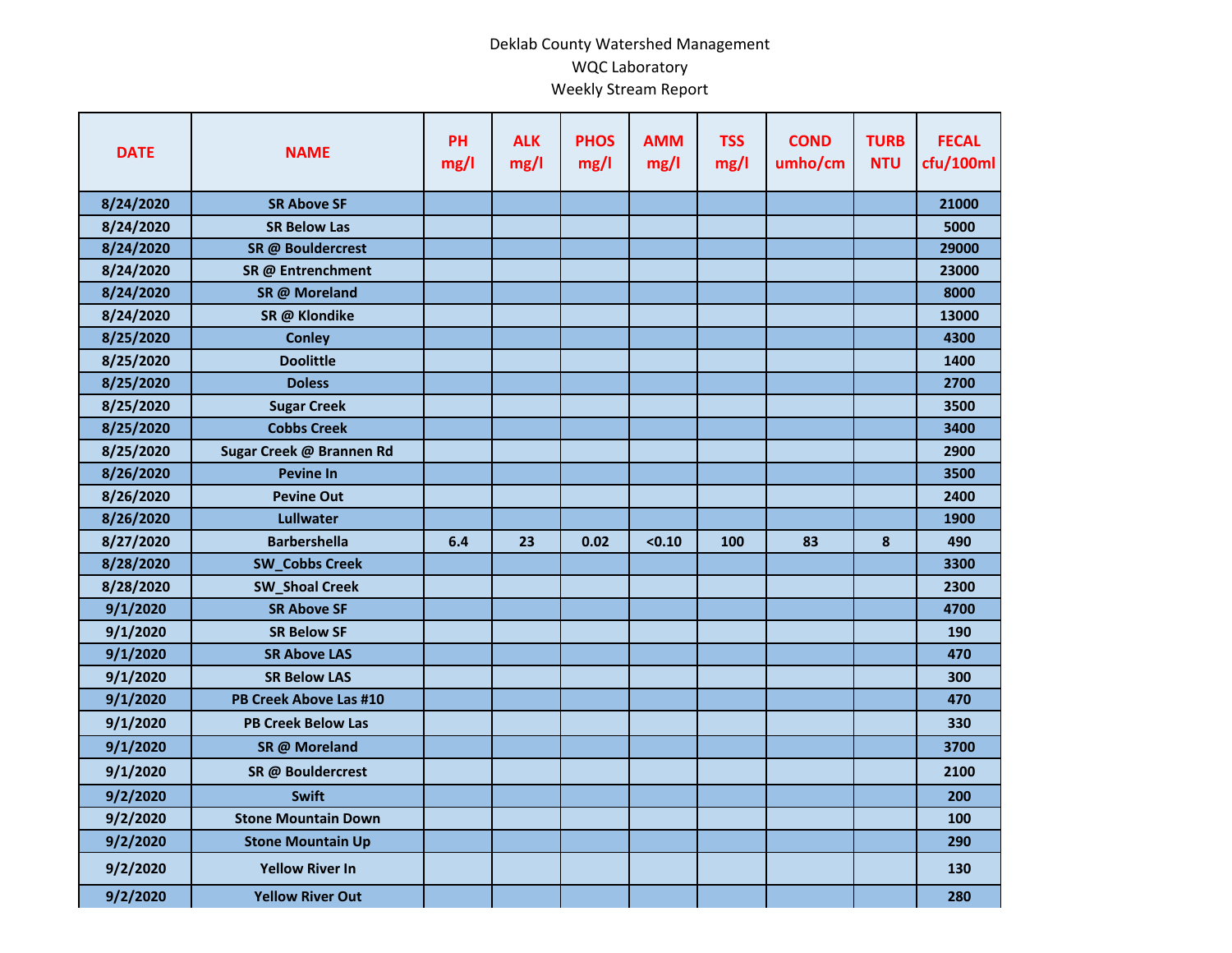Deklab County Watershed Management
WQC Laboratory
Weekly Stream Report

| DATE | NAME | PH mg/l | ALK mg/l | PHOS mg/l | AMM mg/l | TSS mg/l | COND umho/cm | TURB NTU | FECAL cfu/100ml |
|---|---|---|---|---|---|---|---|---|---|
| 8/24/2020 | SR Above SF | | | | | | | | 21000 |
| 8/24/2020 | SR Below Las | | | | | | | | 5000 |
| 8/24/2020 | SR @ Bouldercrest | | | | | | | | 29000 |
| 8/24/2020 | SR @ Entrenchment | | | | | | | | 23000 |
| 8/24/2020 | SR @ Moreland | | | | | | | | 8000 |
| 8/24/2020 | SR @ Klondike | | | | | | | | 13000 |
| 8/25/2020 | Conley | | | | | | | | 4300 |
| 8/25/2020 | Doolittle | | | | | | | | 1400 |
| 8/25/2020 | Doless | | | | | | | | 2700 |
| 8/25/2020 | Sugar Creek | | | | | | | | 3500 |
| 8/25/2020 | Cobbs Creek | | | | | | | | 3400 |
| 8/25/2020 | Sugar Creek @ Brannen Rd | | | | | | | | 2900 |
| 8/26/2020 | Pevine In | | | | | | | | 3500 |
| 8/26/2020 | Pevine Out | | | | | | | | 2400 |
| 8/26/2020 | Lullwater | | | | | | | | 1900 |
| 8/27/2020 | Barbershella | 6.4 | 23 | 0.02 | <0.10 | 100 | 83 | 8 | 490 |
| 8/28/2020 | SW_Cobbs Creek | | | | | | | | 3300 |
| 8/28/2020 | SW_Shoal Creek | | | | | | | | 2300 |
| 9/1/2020 | SR Above SF | | | | | | | | 4700 |
| 9/1/2020 | SR Below SF | | | | | | | | 190 |
| 9/1/2020 | SR Above LAS | | | | | | | | 470 |
| 9/1/2020 | SR Below LAS | | | | | | | | 300 |
| 9/1/2020 | PB Creek Above Las #10 | | | | | | | | 470 |
| 9/1/2020 | PB Creek Below Las | | | | | | | | 330 |
| 9/1/2020 | SR @ Moreland | | | | | | | | 3700 |
| 9/1/2020 | SR @ Bouldercrest | | | | | | | | 2100 |
| 9/2/2020 | Swift | | | | | | | | 200 |
| 9/2/2020 | Stone Mountain Down | | | | | | | | 100 |
| 9/2/2020 | Stone Mountain Up | | | | | | | | 290 |
| 9/2/2020 | Yellow River In | | | | | | | | 130 |
| 9/2/2020 | Yellow River Out | | | | | | | | 280 |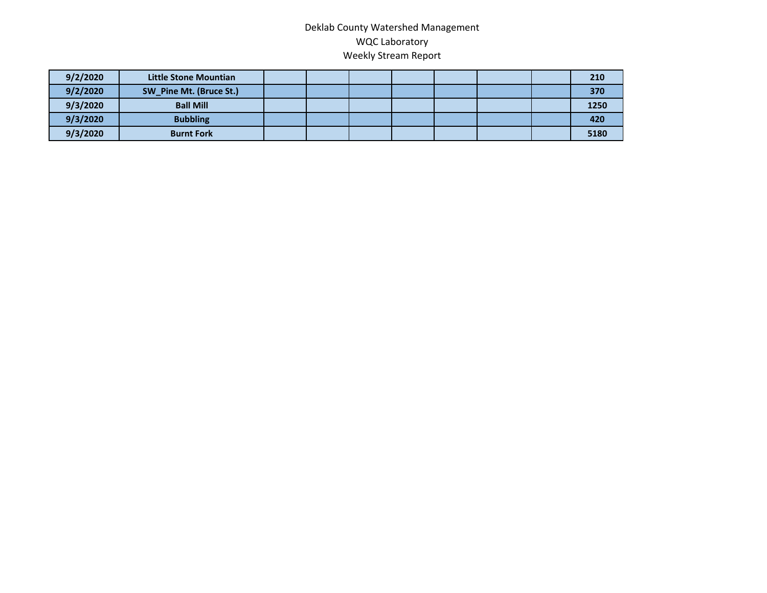Deklab County Watershed Management

WQC Laboratory

Weekly Stream Report

| | | | | | | | | | |
|---|---|---|---|---|---|---|---|---|---|
| **9/2/2020** | **Little Stone Mountian** | | | | | | | | **210** |
| **9/2/2020** | **SW_Pine Mt. (Bruce St.)** | | | | | | | | **370** |
| **9/3/2020** | **Ball Mill** | | | | | | | | **1250** |
| **9/3/2020** | **Bubbling** | | | | | | | | **420** |
| **9/3/2020** | **Burnt Fork** | | | | | | | | **5180** |